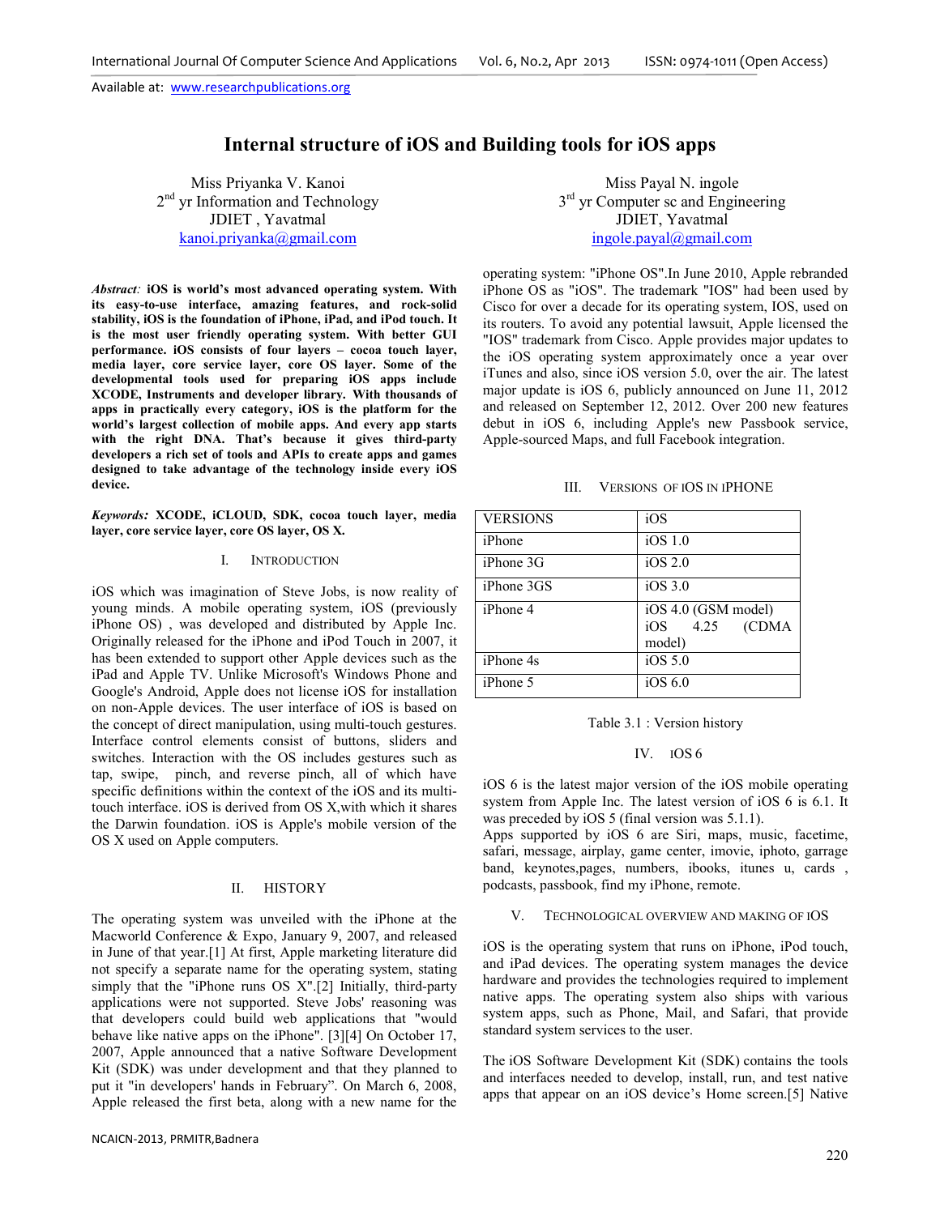Available at: www.researchpublications.org

# Internal structure of iOS and Building tools for iOS apps

Miss Priyanka V. Kanoi
2nd yr Information and Technology
JDIET , Yavatmal
kanoi.priyanka@gmail.com

Miss Payal N. ingole
3rd yr Computer sc and Engineering
JDIET, Yavatmal
ingole.payal@gmail.com

***Abstract:*** **iOS is world's most advanced operating system. With its easy-to-use interface, amazing features, and rock-solid stability, iOS is the foundation of iPhone, iPad, and iPod touch. It is the most user friendly operating system. With better GUI performance. iOS consists of four layers – cocoa touch layer, media layer, core service layer, core OS layer. Some of the developmental tools used for preparing iOS apps include XCODE, Instruments and developer library. With thousands of apps in practically every category, iOS is the platform for the world's largest collection of mobile apps. And every app starts with the right DNA. That's because it gives third-party developers a rich set of tools and APIs to create apps and games designed to take advantage of the technology inside every iOS device.**

***Keywords:*** **XCODE, iCLOUD, SDK, cocoa touch layer, media layer, core service layer, core OS layer, OS X.**

## I. Introduction

iOS which was imagination of Steve Jobs, is now reality of young minds. A mobile operating system, iOS (previously iPhone OS) , was developed and distributed by Apple Inc. Originally released for the iPhone and iPod Touch in 2007, it has been extended to support other Apple devices such as the iPad and Apple TV. Unlike Microsoft's Windows Phone and Google's Android, Apple does not license iOS for installation on non-Apple devices. The user interface of iOS is based on the concept of direct manipulation, using multi-touch gestures. Interface control elements consist of buttons, sliders and switches. Interaction with the OS includes gestures such as tap, swipe, pinch, and reverse pinch, all of which have specific definitions within the context of the iOS and its multi-touch interface. iOS is derived from OS X,with which it shares the Darwin foundation. iOS is Apple's mobile version of the OS X used on Apple computers.

## II. History

The operating system was unveiled with the iPhone at the Macworld Conference & Expo, January 9, 2007, and released in June of that year.[1] At first, Apple marketing literature did not specify a separate name for the operating system, stating simply that the "iPhone runs OS X".[2] Initially, third-party applications were not supported. Steve Jobs' reasoning was that developers could build web applications that "would behave like native apps on the iPhone". [3][4] On October 17, 2007, Apple announced that a native Software Development Kit (SDK) was under development and that they planned to put it "in developers' hands in February". On March 6, 2008, Apple released the first beta, along with a new name for the operating system: "iPhone OS".In June 2010, Apple rebranded iPhone OS as "iOS". The trademark "IOS" had been used by Cisco for over a decade for its operating system, IOS, used on its routers. To avoid any potential lawsuit, Apple licensed the "IOS" trademark from Cisco. Apple provides major updates to the iOS operating system approximately once a year over iTunes and also, since iOS version 5.0, over the air. The latest major update is iOS 6, publicly announced on June 11, 2012 and released on September 12, 2012. Over 200 new features debut in iOS 6, including Apple's new Passbook service, Apple-sourced Maps, and full Facebook integration.

## III. Versions of iOS in iPhone

| VERSIONS | iOS |
|---|---|
| iPhone | iOS 1.0 |
| iPhone 3G | iOS 2.0 |
| iPhone 3GS | iOS 3.0 |
| iPhone 4 | iOS 4.0 (GSM model) iOS 4.25 (CDMA model) |
| iPhone 4s | iOS 5.0 |
| iPhone 5 | iOS 6.0 |

Table 3.1 : Version history

## IV. iOS 6

iOS 6 is the latest major version of the iOS mobile operating system from Apple Inc. The latest version of iOS 6 is 6.1. It was preceded by iOS 5 (final version was 5.1.1).
Apps supported by iOS 6 are Siri, maps, music, facetime, safari, message, airplay, game center, imovie, iphoto, garrage band, keynotes,pages, numbers, ibooks, itunes u, cards , podcasts, passbook, find my iPhone, remote.

## V. Technological overview and making of iOS

iOS is the operating system that runs on iPhone, iPod touch, and iPad devices. The operating system manages the device hardware and provides the technologies required to implement native apps. The operating system also ships with various system apps, such as Phone, Mail, and Safari, that provide standard system services to the user.

The iOS Software Development Kit (SDK) contains the tools and interfaces needed to develop, install, run, and test native apps that appear on an iOS device's Home screen.[5] Native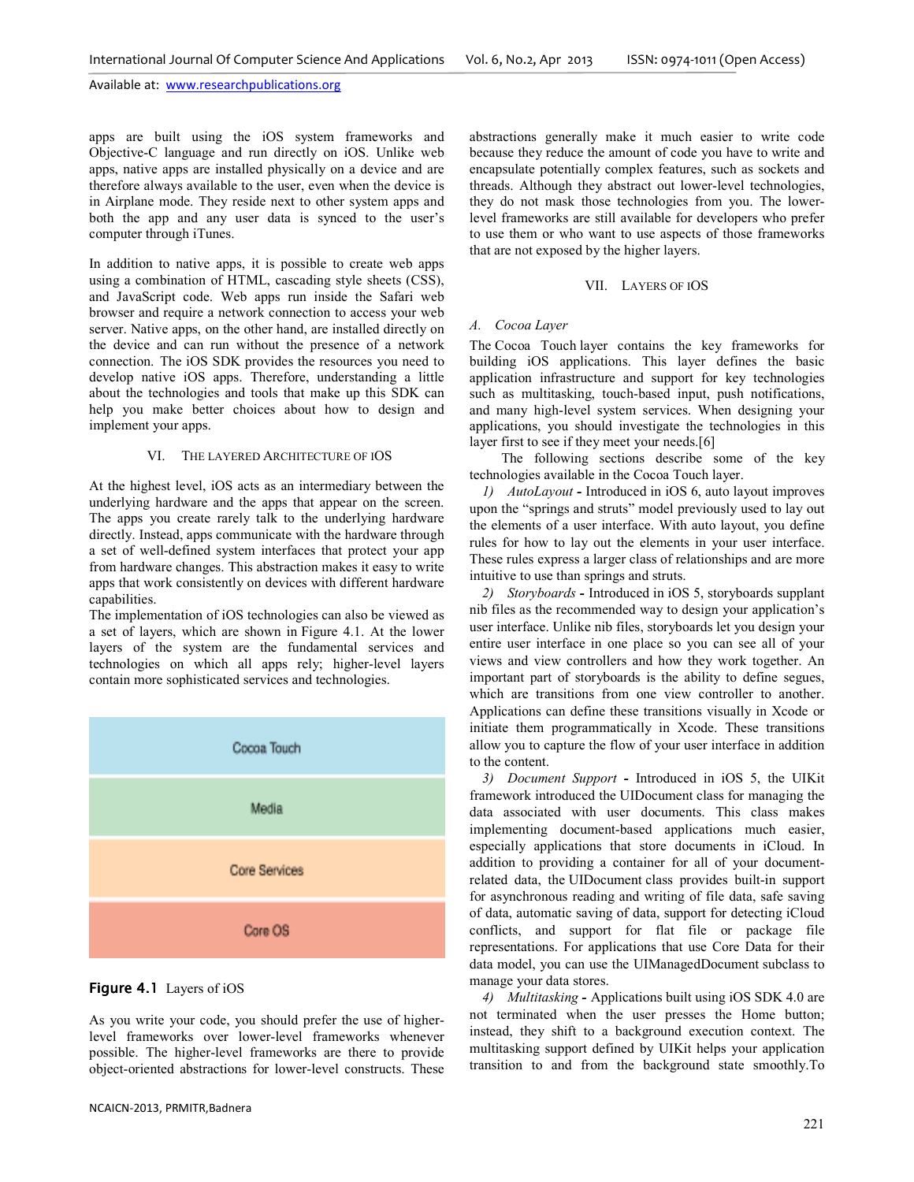apps are built using the iOS system frameworks and Objective-C language and run directly on iOS. Unlike web apps, native apps are installed physically on a device and are therefore always available to the user, even when the device is in Airplane mode. They reside next to other system apps and both the app and any user data is synced to the user's computer through iTunes.

In addition to native apps, it is possible to create web apps using a combination of HTML, cascading style sheets (CSS), and JavaScript code. Web apps run inside the Safari web browser and require a network connection to access your web server. Native apps, on the other hand, are installed directly on the device and can run without the presence of a network connection. The iOS SDK provides the resources you need to develop native iOS apps. Therefore, understanding a little about the technologies and tools that make up this SDK can help you make better choices about how to design and implement your apps.

## VI. THE LAYERED ARCHITECTURE OF IOS

At the highest level, iOS acts as an intermediary between the underlying hardware and the apps that appear on the screen. The apps you create rarely talk to the underlying hardware directly. Instead, apps communicate with the hardware through a set of well-defined system interfaces that protect your app from hardware changes. This abstraction makes it easy to write apps that work consistently on devices with different hardware capabilities.

The implementation of iOS technologies can also be viewed as a set of layers, which are shown in Figure 4.1. At the lower layers of the system are the fundamental services and technologies on which all apps rely; higher-level layers contain more sophisticated services and technologies.

| Cocoa Touch |
| --- |
| Media |
| Core Services |
| Core OS |

**Figure 4.1** Layers of iOS

As you write your code, you should prefer the use of higher-level frameworks over lower-level frameworks whenever possible. The higher-level frameworks are there to provide object-oriented abstractions for lower-level constructs. These abstractions generally make it much easier to write code because they reduce the amount of code you have to write and encapsulate potentially complex features, such as sockets and threads. Although they abstract out lower-level technologies, they do not mask those technologies from you. The lower-level frameworks are still available for developers who prefer to use them or who want to use aspects of those frameworks that are not exposed by the higher layers.

## VII. LAYERS OF IOS

### *A. Cocoa Layer*

The Cocoa Touch layer contains the key frameworks for building iOS applications. This layer defines the basic application infrastructure and support for key technologies such as multitasking, touch-based input, push notifications, and many high-level system services. When designing your applications, you should investigate the technologies in this layer first to see if they meet your needs.[6]

The following sections describe some of the key technologies available in the Cocoa Touch layer.

*1) AutoLayout* **-** Introduced in iOS 6, auto layout improves upon the "springs and struts" model previously used to lay out the elements of a user interface. With auto layout, you define rules for how to lay out the elements in your user interface. These rules express a larger class of relationships and are more intuitive to use than springs and struts.

*2) Storyboards* **-** Introduced in iOS 5, storyboards supplant nib files as the recommended way to design your application's user interface. Unlike nib files, storyboards let you design your entire user interface in one place so you can see all of your views and view controllers and how they work together. An important part of storyboards is the ability to define segues, which are transitions from one view controller to another. Applications can define these transitions visually in Xcode or initiate them programmatically in Xcode. These transitions allow you to capture the flow of your user interface in addition to the content.

*3) Document Support* **-** Introduced in iOS 5, the UIKit framework introduced the UIDocument class for managing the data associated with user documents. This class makes implementing document-based applications much easier, especially applications that store documents in iCloud. In addition to providing a container for all of your document-related data, the UIDocument class provides built-in support for asynchronous reading and writing of file data, safe saving of data, automatic saving of data, support for detecting iCloud conflicts, and support for flat file or package file representations. For applications that use Core Data for their data model, you can use the UIManagedDocument subclass to manage your data stores.

*4) Multitasking* **-** Applications built using iOS SDK 4.0 are not terminated when the user presses the Home button; instead, they shift to a background execution context. The multitasking support defined by UIKit helps your application transition to and from the background state smoothly.To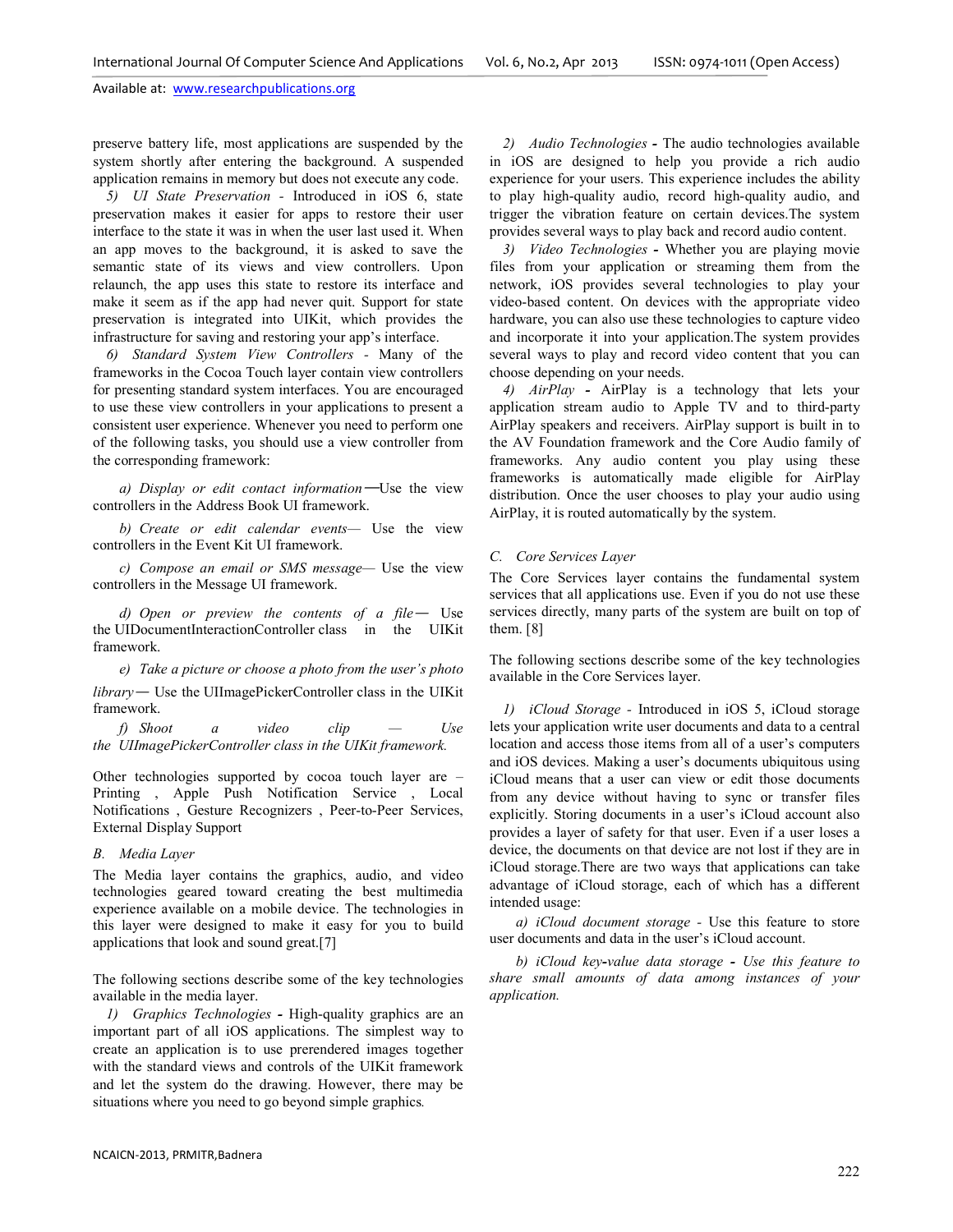preserve battery life, most applications are suspended by the system shortly after entering the background. A suspended application remains in memory but does not execute any code.

5) *UI State Preservation* - Introduced in iOS 6, state preservation makes it easier for apps to restore their user interface to the state it was in when the user last used it. When an app moves to the background, it is asked to save the semantic state of its views and view controllers. Upon relaunch, the app uses this state to restore its interface and make it seem as if the app had never quit. Support for state preservation is integrated into UIKit, which provides the infrastructure for saving and restoring your app's interface.

6) *Standard System View Controllers* - Many of the frameworks in the Cocoa Touch layer contain view controllers for presenting standard system interfaces. You are encouraged to use these view controllers in your applications to present a consistent user experience. Whenever you need to perform one of the following tasks, you should use a view controller from the corresponding framework:

*a) Display or edit contact information*—Use the view controllers in the Address Book UI framework.

*b) Create or edit calendar events*— Use the view controllers in the Event Kit UI framework.

*c) Compose an email or SMS message*— Use the view controllers in the Message UI framework.

*d) Open or preview the contents of a file*— Use the UIDocumentInteractionController class in the UIKit framework.

*e) Take a picture or choose a photo from the user's photo library*— Use the UIImagePickerController class in the UIKit framework.

*f) Shoot a video clip — Use the UIImagePickerController class in the UIKit framework.*

Other technologies supported by cocoa touch layer are – Printing , Apple Push Notification Service , Local Notifications , Gesture Recognizers , Peer-to-Peer Services, External Display Support

## B. Media Layer

The Media layer contains the graphics, audio, and video technologies geared toward creating the best multimedia experience available on a mobile device. The technologies in this layer were designed to make it easy for you to build applications that look and sound great.[7]

The following sections describe some of the key technologies available in the media layer.

1) *Graphics Technologies* **-** High-quality graphics are an important part of all iOS applications. The simplest way to create an application is to use prerendered images together with the standard views and controls of the UIKit framework and let the system do the drawing. However, there may be situations where you need to go beyond simple graphics.

2) *Audio Technologies* **-** The audio technologies available in iOS are designed to help you provide a rich audio experience for your users. This experience includes the ability to play high-quality audio, record high-quality audio, and trigger the vibration feature on certain devices.The system provides several ways to play back and record audio content.

3) *Video Technologies* **-** Whether you are playing movie files from your application or streaming them from the network, iOS provides several technologies to play your video-based content. On devices with the appropriate video hardware, you can also use these technologies to capture video and incorporate it into your application.The system provides several ways to play and record video content that you can choose depending on your needs.

4) *AirPlay* **-** AirPlay is a technology that lets your application stream audio to Apple TV and to third-party AirPlay speakers and receivers. AirPlay support is built in to the AV Foundation framework and the Core Audio family of frameworks. Any audio content you play using these frameworks is automatically made eligible for AirPlay distribution. Once the user chooses to play your audio using AirPlay, it is routed automatically by the system.

## C. Core Services Layer

The Core Services layer contains the fundamental system services that all applications use. Even if you do not use these services directly, many parts of the system are built on top of them. [8]

The following sections describe some of the key technologies available in the Core Services layer.

1) *iCloud Storage* - Introduced in iOS 5, iCloud storage lets your application write user documents and data to a central location and access those items from all of a user's computers and iOS devices. Making a user's documents ubiquitous using iCloud means that a user can view or edit those documents from any device without having to sync or transfer files explicitly. Storing documents in a user's iCloud account also provides a layer of safety for that user. Even if a user loses a device, the documents on that device are not lost if they are in iCloud storage.There are two ways that applications can take advantage of iCloud storage, each of which has a different intended usage:

*a) iCloud document storage* - Use this feature to store user documents and data in the user's iCloud account.

*b) iCloud key-value data storage - Use this feature to share small amounts of data among instances of your application.*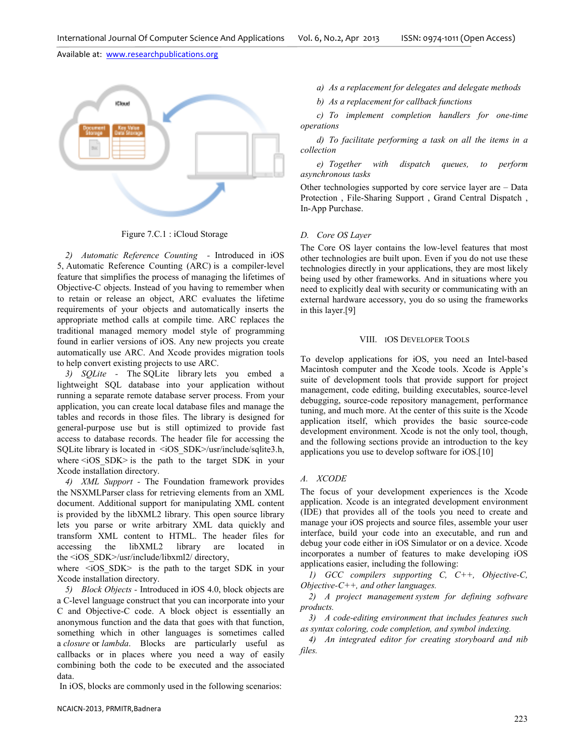Figure 7.C.1 : iCloud Storage

2) *Automatic Reference Counting* - Introduced in iOS 5, Automatic Reference Counting (ARC) is a compiler-level feature that simplifies the process of managing the lifetimes of Objective-C objects. Instead of you having to remember when to retain or release an object, ARC evaluates the lifetime requirements of your objects and automatically inserts the appropriate method calls at compile time. ARC replaces the traditional managed memory model style of programming found in earlier versions of iOS. Any new projects you create automatically use ARC. And Xcode provides migration tools to help convert existing projects to use ARC.

3) *SQLite* - The SQLite library lets you embed a lightweight SQL database into your application without running a separate remote database server process. From your application, you can create local database files and manage the tables and records in those files. The library is designed for general-purpose use but is still optimized to provide fast access to database records. The header file for accessing the SQLite library is located in <iOS_SDK>/usr/include/sqlite3.h, where <iOS_SDK> is the path to the target SDK in your Xcode installation directory.

4) *XML Support* - The Foundation framework provides the NSXMLParser class for retrieving elements from an XML document. Additional support for manipulating XML content is provided by the libXML2 library. This open source library lets you parse or write arbitrary XML data quickly and transform XML content to HTML. The header files for accessing the libXML2 library are located in the <iOS_SDK>/usr/include/libxml2/ directory, where <iOS_SDK> is the path to the target SDK in your Xcode installation directory.

5) *Block Objects* - Introduced in iOS 4.0, block objects are a C-level language construct that you can incorporate into your C and Objective-C code. A block object is essentially an anonymous function and the data that goes with that function, something which in other languages is sometimes called a *closure* or *lambda*. Blocks are particularly useful as callbacks or in places where you need a way of easily combining both the code to be executed and the associated data.

In iOS, blocks are commonly used in the following scenarios:

*a) As a replacement for delegates and delegate methods*

*b) As a replacement for callback functions*

*c) To implement completion handlers for one-time operations*

*d) To facilitate performing a task on all the items in a collection*

*e) Together with dispatch queues, to perform asynchronous tasks*

Other technologies supported by core service layer are – Data Protection , File-Sharing Support , Grand Central Dispatch , In-App Purchase.

### *D. Core OS Layer*

The Core OS layer contains the low-level features that most other technologies are built upon. Even if you do not use these technologies directly in your applications, they are most likely being used by other frameworks. And in situations where you need to explicitly deal with security or communicating with an external hardware accessory, you do so using the frameworks in this layer.[9]

## VIII. IOS DEVELOPER TOOLS

To develop applications for iOS, you need an Intel-based Macintosh computer and the Xcode tools. Xcode is Apple's suite of development tools that provide support for project management, code editing, building executables, source-level debugging, source-code repository management, performance tuning, and much more. At the center of this suite is the Xcode application itself, which provides the basic source-code development environment. Xcode is not the only tool, though, and the following sections provide an introduction to the key applications you use to develop software for iOS.[10]

### *A. XCODE*

The focus of your development experiences is the Xcode application. Xcode is an integrated development environment (IDE) that provides all of the tools you need to create and manage your iOS projects and source files, assemble your user interface, build your code into an executable, and run and debug your code either in iOS Simulator or on a device. Xcode incorporates a number of features to make developing iOS applications easier, including the following:

*1) GCC compilers supporting C, C++, Objective-C, Objective-C++, and other languages.*

*2) A project management system for defining software products.*

*3) A code-editing environment that includes features such as syntax coloring, code completion, and symbol indexing.*

*4) An integrated editor for creating storyboard and nib files.*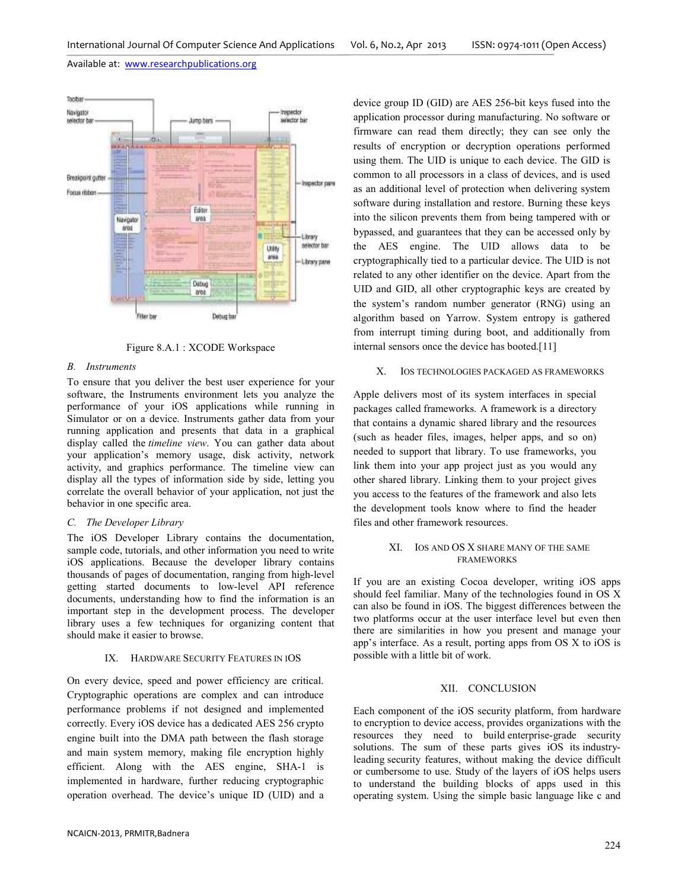Figure 8.A.1 : XCODE Workspace

### B. Instruments

To ensure that you deliver the best user experience for your software, the Instruments environment lets you analyze the performance of your iOS applications while running in Simulator or on a device. Instruments gather data from your running application and presents that data in a graphical display called the *timeline view*. You can gather data about your application's memory usage, disk activity, network activity, and graphics performance. The timeline view can display all the types of information side by side, letting you correlate the overall behavior of your application, not just the behavior in one specific area.

### C. The Developer Library

The iOS Developer Library contains the documentation, sample code, tutorials, and other information you need to write iOS applications. Because the developer library contains thousands of pages of documentation, ranging from high-level getting started documents to low-level API reference documents, understanding how to find the information is an important step in the development process. The developer library uses a few techniques for organizing content that should make it easier to browse.

## IX. Hardware Security Features in iOS

On every device, speed and power efficiency are critical. Cryptographic operations are complex and can introduce performance problems if not designed and implemented correctly. Every iOS device has a dedicated AES 256 crypto engine built into the DMA path between the flash storage and main system memory, making file encryption highly efficient. Along with the AES engine, SHA-1 is implemented in hardware, further reducing cryptographic operation overhead. The device's unique ID (UID) and a device group ID (GID) are AES 256-bit keys fused into the application processor during manufacturing. No software or firmware can read them directly; they can see only the results of encryption or decryption operations performed using them. The UID is unique to each device. The GID is common to all processors in a class of devices, and is used as an additional level of protection when delivering system software during installation and restore. Burning these keys into the silicon prevents them from being tampered with or bypassed, and guarantees that they can be accessed only by the AES engine. The UID allows data to be cryptographically tied to a particular device. The UID is not related to any other identifier on the device. Apart from the UID and GID, all other cryptographic keys are created by the system's random number generator (RNG) using an algorithm based on Yarrow. System entropy is gathered from interrupt timing during boot, and additionally from internal sensors once the device has booted.[11]

## X. iOS Technologies Packaged as Frameworks

Apple delivers most of its system interfaces in special packages called frameworks. A framework is a directory that contains a dynamic shared library and the resources (such as header files, images, helper apps, and so on) needed to support that library. To use frameworks, you link them into your app project just as you would any other shared library. Linking them to your project gives you access to the features of the framework and also lets the development tools know where to find the header files and other framework resources.

## XI. iOS and OS X Share Many of the Same Frameworks

If you are an existing Cocoa developer, writing iOS apps should feel familiar. Many of the technologies found in OS X can also be found in iOS. The biggest differences between the two platforms occur at the user interface level but even then there are similarities in how you present and manage your app's interface. As a result, porting apps from OS X to iOS is possible with a little bit of work.

## XII. Conclusion

Each component of the iOS security platform, from hardware to encryption to device access, provides organizations with the resources they need to build enterprise-grade security solutions. The sum of these parts gives iOS its industry-leading security features, without making the device difficult or cumbersome to use. Study of the layers of iOS helps users to understand the building blocks of apps used in this operating system. Using the simple basic language like c and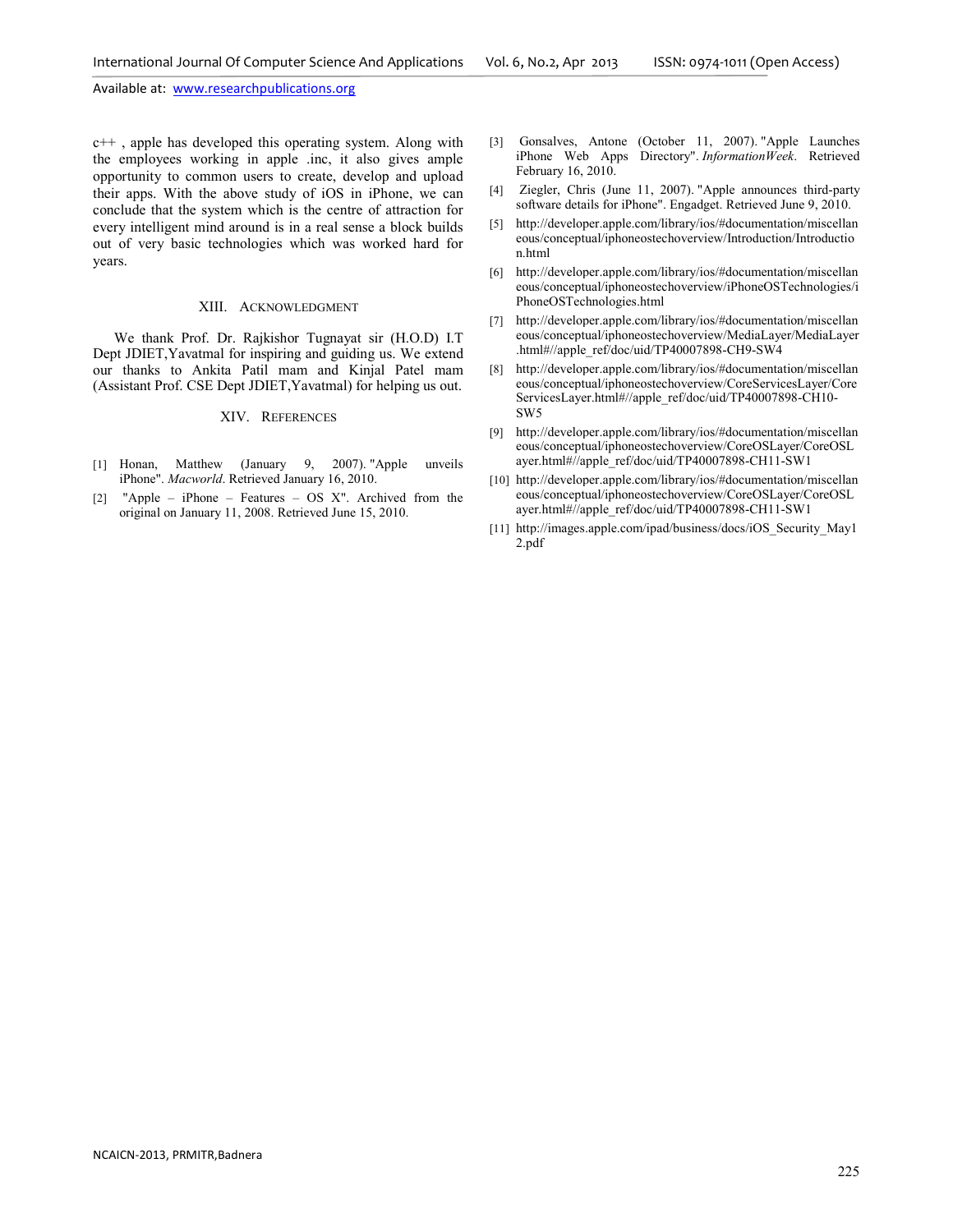c++ , apple has developed this operating system. Along with the employees working in apple .inc, it also gives ample opportunity to common users to create, develop and upload their apps. With the above study of iOS in iPhone, we can conclude that the system which is the centre of attraction for every intelligent mind around is in a real sense a block builds out of very basic technologies which was worked hard for years.

## XIII. Acknowledgment

We thank Prof. Dr. Rajkishor Tugnayat sir (H.O.D) I.T Dept JDIET,Yavatmal for inspiring and guiding us. We extend our thanks to Ankita Patil mam and Kinjal Patel mam (Assistant Prof. CSE Dept JDIET,Yavatmal) for helping us out.

## XIV. References

[1] Honan, Matthew (January 9, 2007). "Apple unveils iPhone". *Macworld*. Retrieved January 16, 2010.

[2] "Apple – iPhone – Features – OS X". Archived from the original on January 11, 2008. Retrieved June 15, 2010.

[3] Gonsalves, Antone (October 11, 2007). "Apple Launches iPhone Web Apps Directory". *InformationWeek*. Retrieved February 16, 2010.

[4] Ziegler, Chris (June 11, 2007). "Apple announces third-party software details for iPhone". Engadget. Retrieved June 9, 2010.

[5] http://developer.apple.com/library/ios/#documentation/miscellaneous/conceptual/iphoneostechoverview/Introduction/Introduction.html

[6] http://developer.apple.com/library/ios/#documentation/miscellaneous/conceptual/iphoneostechoverview/iPhoneOSTechnologies/iPhoneOSTechnologies.html

[7] http://developer.apple.com/library/ios/#documentation/miscellaneous/conceptual/iphoneostechoverview/MediaLayer/MediaLayer.html#//apple_ref/doc/uid/TP40007898-CH9-SW4

[8] http://developer.apple.com/library/ios/#documentation/miscellaneous/conceptual/iphoneostechoverview/CoreServicesLayer/CoreServicesLayer.html#//apple_ref/doc/uid/TP40007898-CH10-SW5

[9] http://developer.apple.com/library/ios/#documentation/miscellaneous/conceptual/iphoneostechoverview/CoreOSLayer/CoreOSLayer.html#//apple_ref/doc/uid/TP40007898-CH11-SW1

[10] http://developer.apple.com/library/ios/#documentation/miscellaneous/conceptual/iphoneostechoverview/CoreOSLayer/CoreOSLayer.html#//apple_ref/doc/uid/TP40007898-CH11-SW1

[11] http://images.apple.com/ipad/business/docs/iOS_Security_May12.pdf